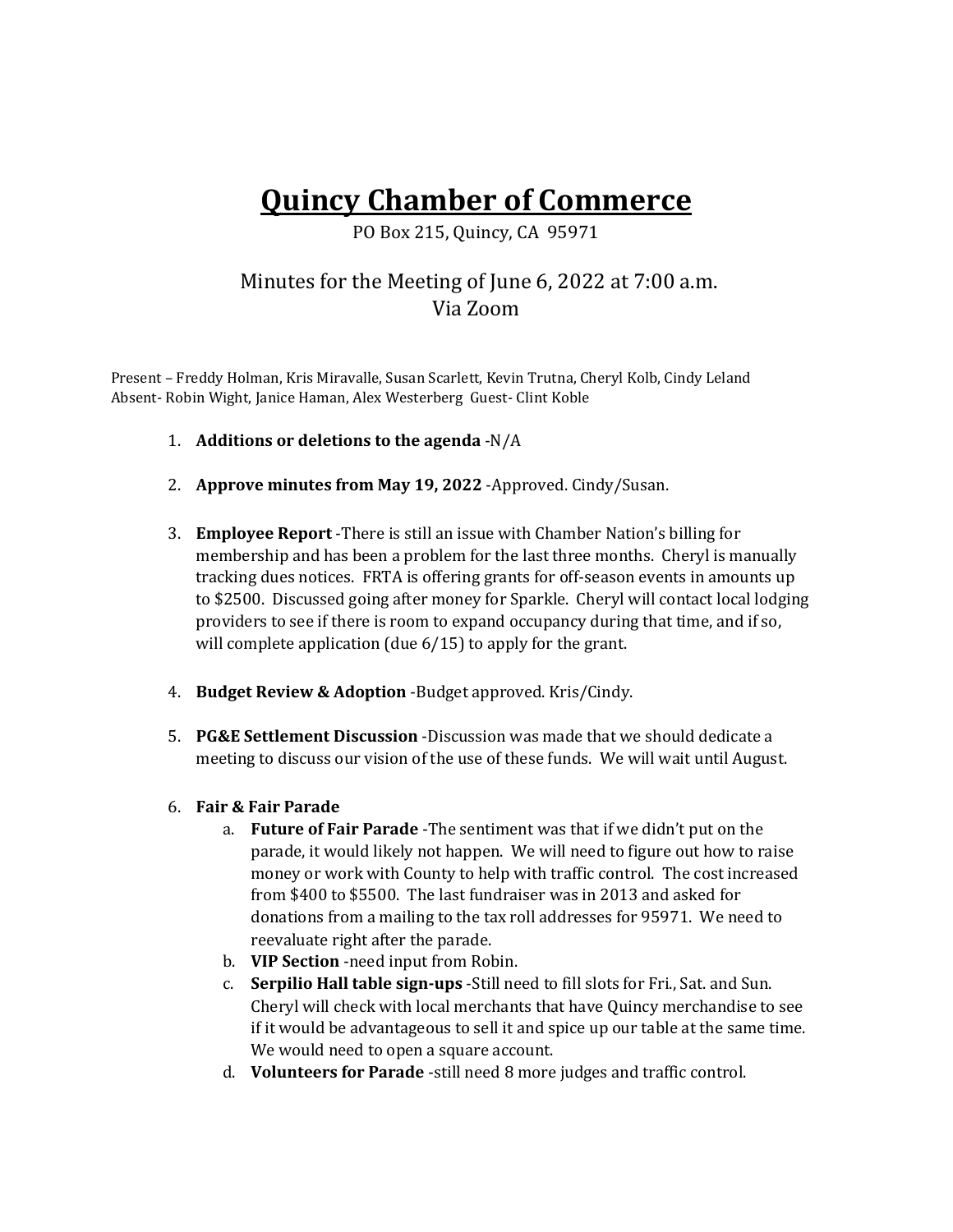# Quincy Chamber of Commerce

PO Box 215, Quincy, CA 95971

## Minutes for the Meeting of June 6, 2022 at 7:00 a.m.
## Via Zoom

Present – Freddy Holman, Kris Miravalle, Susan Scarlett, Kevin Trutna, Cheryl Kolb, Cindy Leland
Absent- Robin Wight, Janice Haman, Alex Westerberg Guest- Clint Koble

1. **Additions or deletions to the agenda** -N/A

2. **Approve minutes from May 19, 2022** -Approved. Cindy/Susan.

3. **Employee Report** -There is still an issue with Chamber Nation's billing for membership and has been a problem for the last three months. Cheryl is manually tracking dues notices. FRTA is offering grants for off-season events in amounts up to $2500. Discussed going after money for Sparkle. Cheryl will contact local lodging providers to see if there is room to expand occupancy during that time, and if so, will complete application (due 6/15) to apply for the grant.

4. **Budget Review & Adoption** -Budget approved. Kris/Cindy.

5. **PG&E Settlement Discussion** -Discussion was made that we should dedicate a meeting to discuss our vision of the use of these funds. We will wait until August.

6. **Fair & Fair Parade**
   a. **Future of Fair Parade** -The sentiment was that if we didn't put on the parade, it would likely not happen. We will need to figure out how to raise money or work with County to help with traffic control. The cost increased from $400 to $5500. The last fundraiser was in 2013 and asked for donations from a mailing to the tax roll addresses for 95971. We need to reevaluate right after the parade.
   b. **VIP Section** -need input from Robin.
   c. **Serpilio Hall table sign-ups** -Still need to fill slots for Fri., Sat. and Sun. Cheryl will check with local merchants that have Quincy merchandise to see if it would be advantageous to sell it and spice up our table at the same time. We would need to open a square account.
   d. **Volunteers for Parade** -still need 8 more judges and traffic control.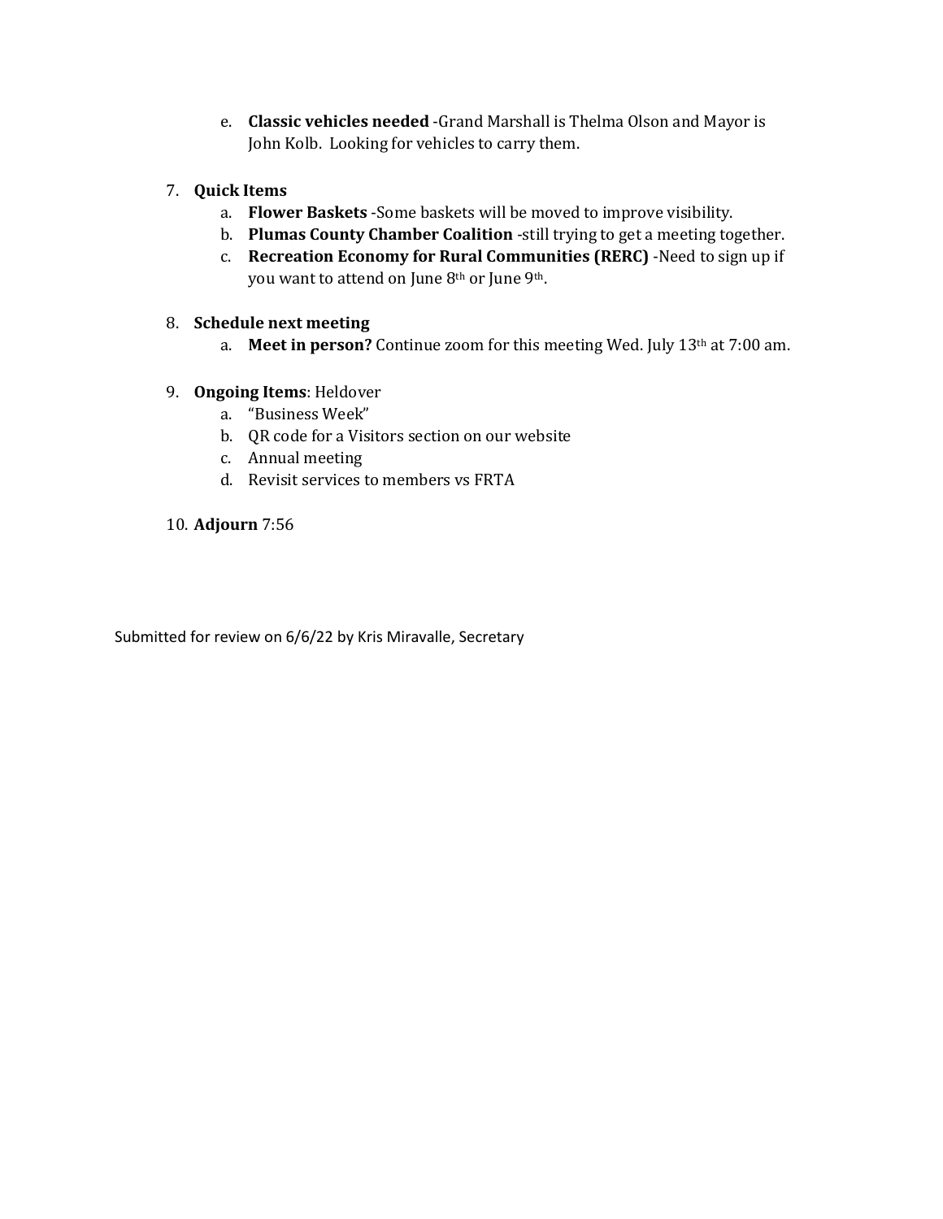e. **Classic vehicles needed** -Grand Marshall is Thelma Olson and Mayor is John Kolb. Looking for vehicles to carry them.

7. **Quick Items**
   a. **Flower Baskets** -Some baskets will be moved to improve visibility.
   b. **Plumas County Chamber Coalition** -still trying to get a meeting together.
   c. **Recreation Economy for Rural Communities (RERC)** -Need to sign up if you want to attend on June 8th or June 9th.

8. **Schedule next meeting**
   a. **Meet in person?** Continue zoom for this meeting Wed. July 13th at 7:00 am.

9. **Ongoing Items**: Heldover
   a. "Business Week"
   b. QR code for a Visitors section on our website
   c. Annual meeting
   d. Revisit services to members vs FRTA

10. **Adjourn** 7:56

Submitted for review on 6/6/22 by Kris Miravalle, Secretary